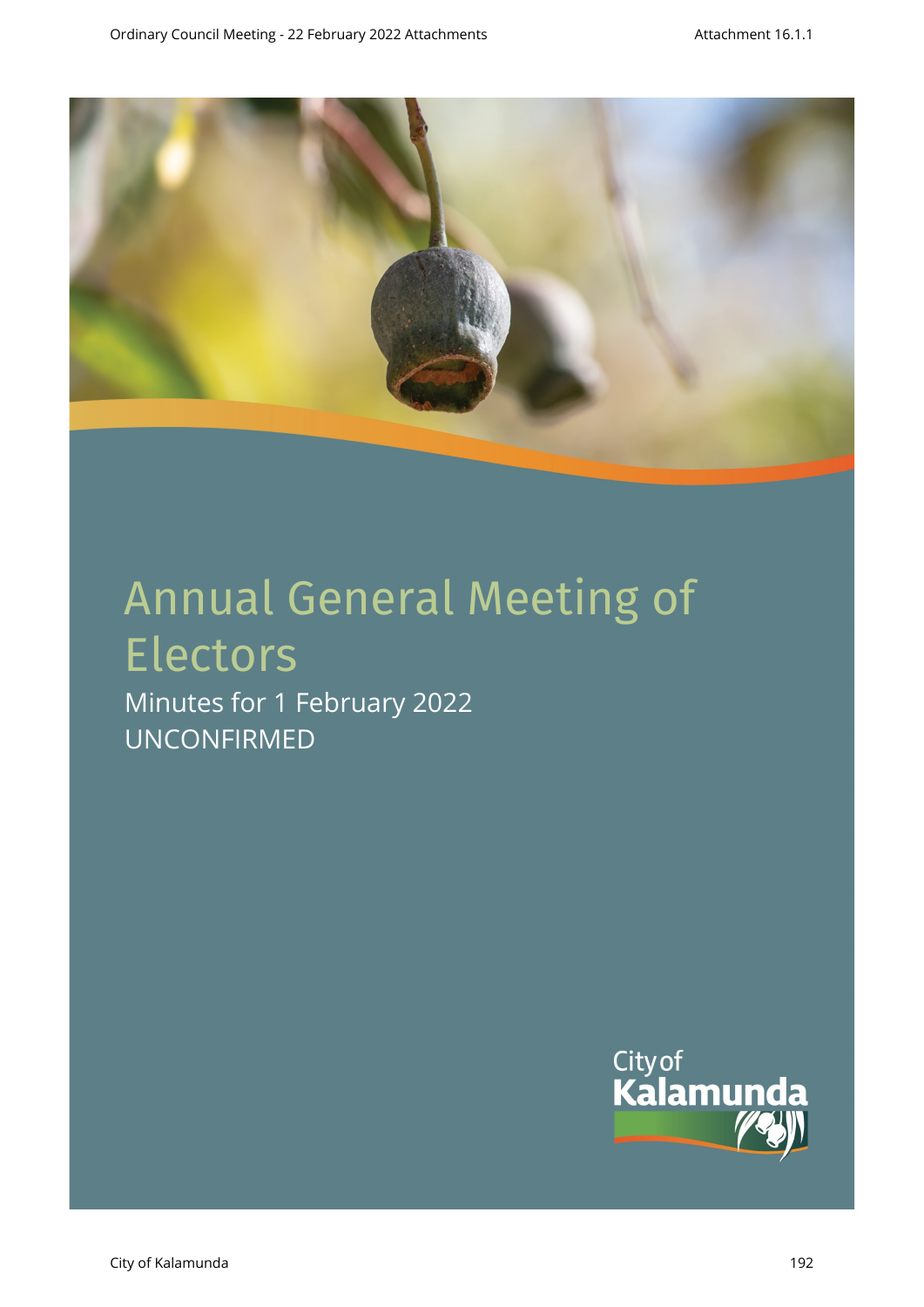# Annual General Meeting of Electors

Minutes for 1 February 2022

UNCONFIRMED

City of Kalamunda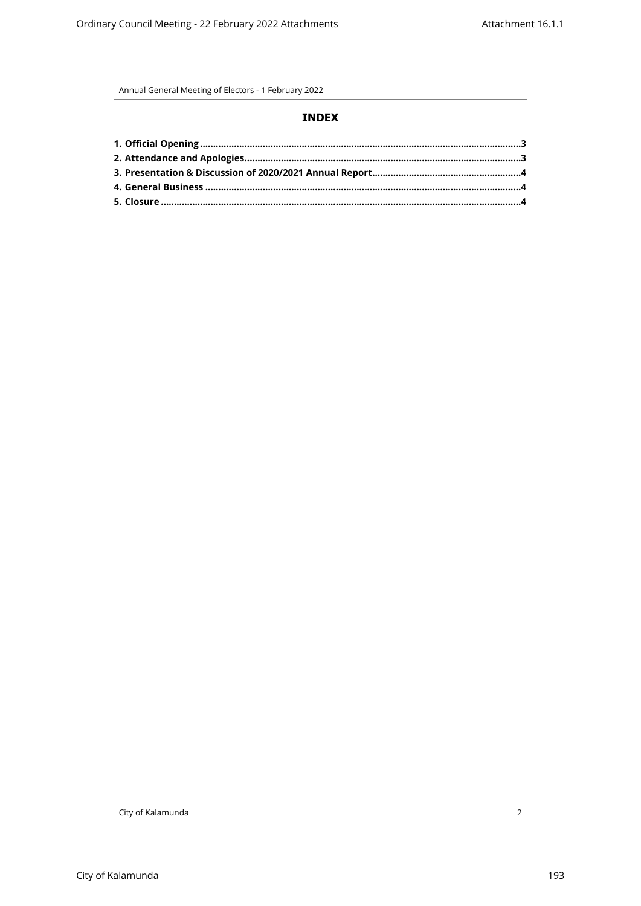## INDEX

**1. Official Opening** ........................................................................................................ **3**
**2. Attendance and Apologies** ............................................................................................. **3**
**3. Presentation & Discussion of 2020/2021 Annual Report** ................................................ **4**
**4. General Business** ........................................................................................................ **4**
**5. Closure** ........................................................................................................................ **4**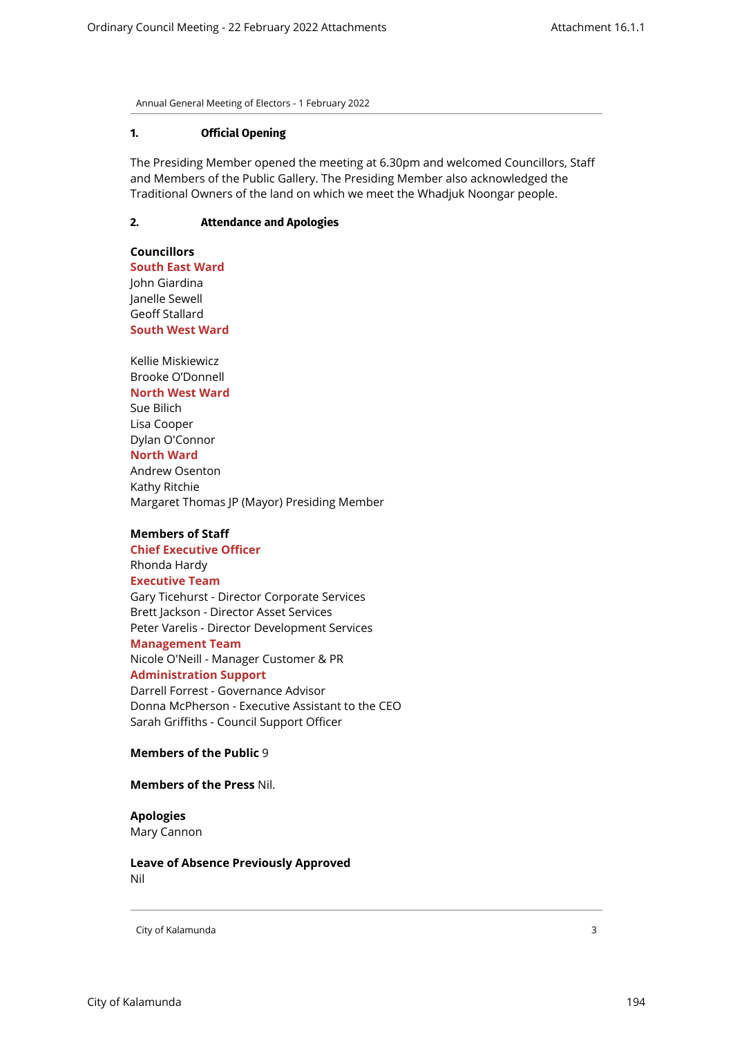## 1. Official Opening

The Presiding Member opened the meeting at 6.30pm and welcomed Councillors, Staff and Members of the Public Gallery. The Presiding Member also acknowledged the Traditional Owners of the land on which we meet the Whadjuk Noongar people.

## 2. Attendance and Apologies

**Councillors**

**South East Ward**
John Giardina
Janelle Sewell
Geoff Stallard

**South West Ward**

Kellie Miskiewicz
Brooke O'Donnell

**North West Ward**
Sue Bilich
Lisa Cooper
Dylan O'Connor

**North Ward**
Andrew Osenton
Kathy Ritchie
Margaret Thomas JP (Mayor) Presiding Member

**Members of Staff**

**Chief Executive Officer**
Rhonda Hardy

**Executive Team**
Gary Ticehurst - Director Corporate Services
Brett Jackson - Director Asset Services
Peter Varelis - Director Development Services

**Management Team**
Nicole O'Neill - Manager Customer & PR

**Administration Support**
Darrell Forrest - Governance Advisor
Donna McPherson - Executive Assistant to the CEO
Sarah Griffiths - Council Support Officer

**Members of the Public** 9

**Members of the Press** Nil.

**Apologies**
Mary Cannon

**Leave of Absence Previously Approved**
Nil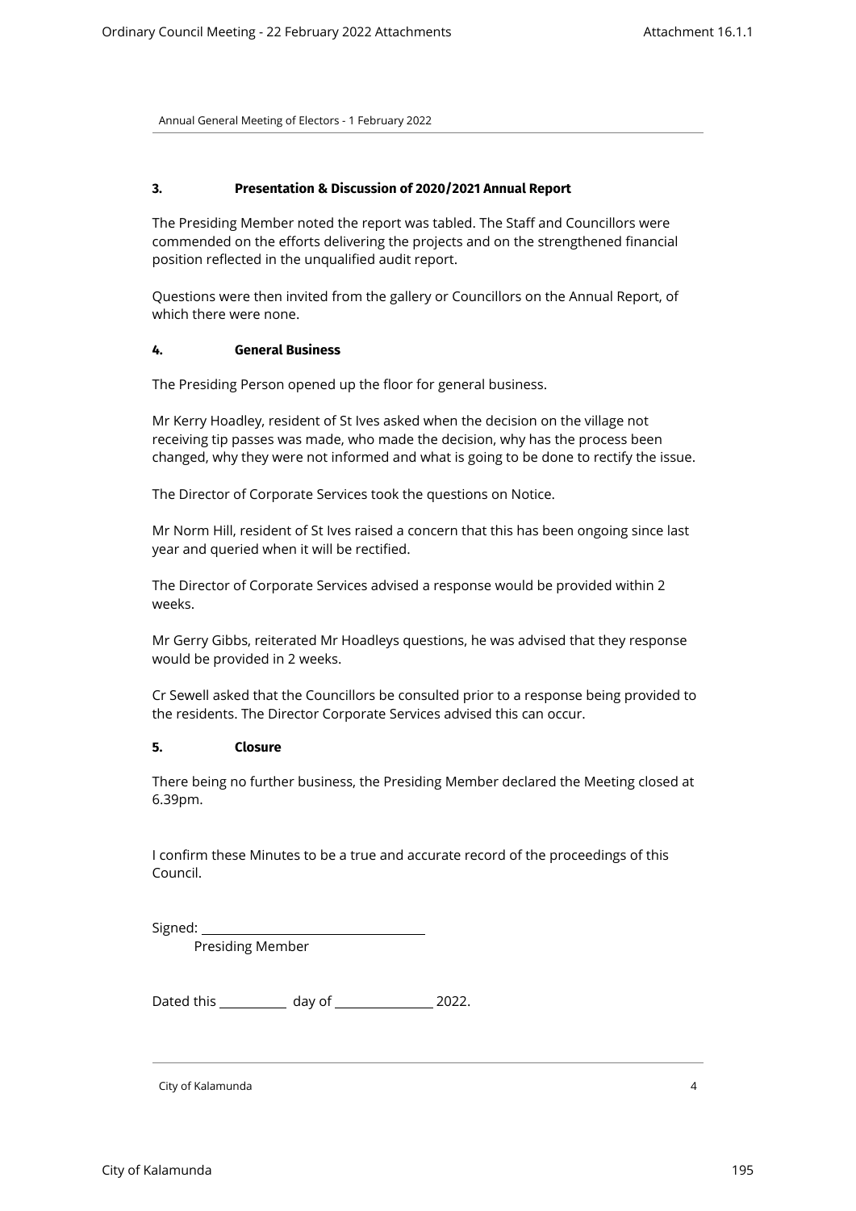### 3. Presentation & Discussion of 2020/2021 Annual Report

The Presiding Member noted the report was tabled. The Staff and Councillors were commended on the efforts delivering the projects and on the strengthened financial position reflected in the unqualified audit report.

Questions were then invited from the gallery or Councillors on the Annual Report, of which there were none.

### 4. General Business

The Presiding Person opened up the floor for general business.

Mr Kerry Hoadley, resident of St Ives asked when the decision on the village not receiving tip passes was made, who made the decision, why has the process been changed, why they were not informed and what is going to be done to rectify the issue.

The Director of Corporate Services took the questions on Notice.

Mr Norm Hill, resident of St Ives raised a concern that this has been ongoing since last year and queried when it will be rectified.

The Director of Corporate Services advised a response would be provided within 2 weeks.

Mr Gerry Gibbs, reiterated Mr Hoadleys questions, he was advised that they response would be provided in 2 weeks.

Cr Sewell asked that the Councillors be consulted prior to a response being provided to the residents. The Director Corporate Services advised this can occur.

### 5. Closure

There being no further business, the Presiding Member declared the Meeting closed at 6.39pm.

I confirm these Minutes to be a true and accurate record of the proceedings of this Council.

Signed: ________________________________
Presiding Member

Dated this __________ day of _______________ 2022.